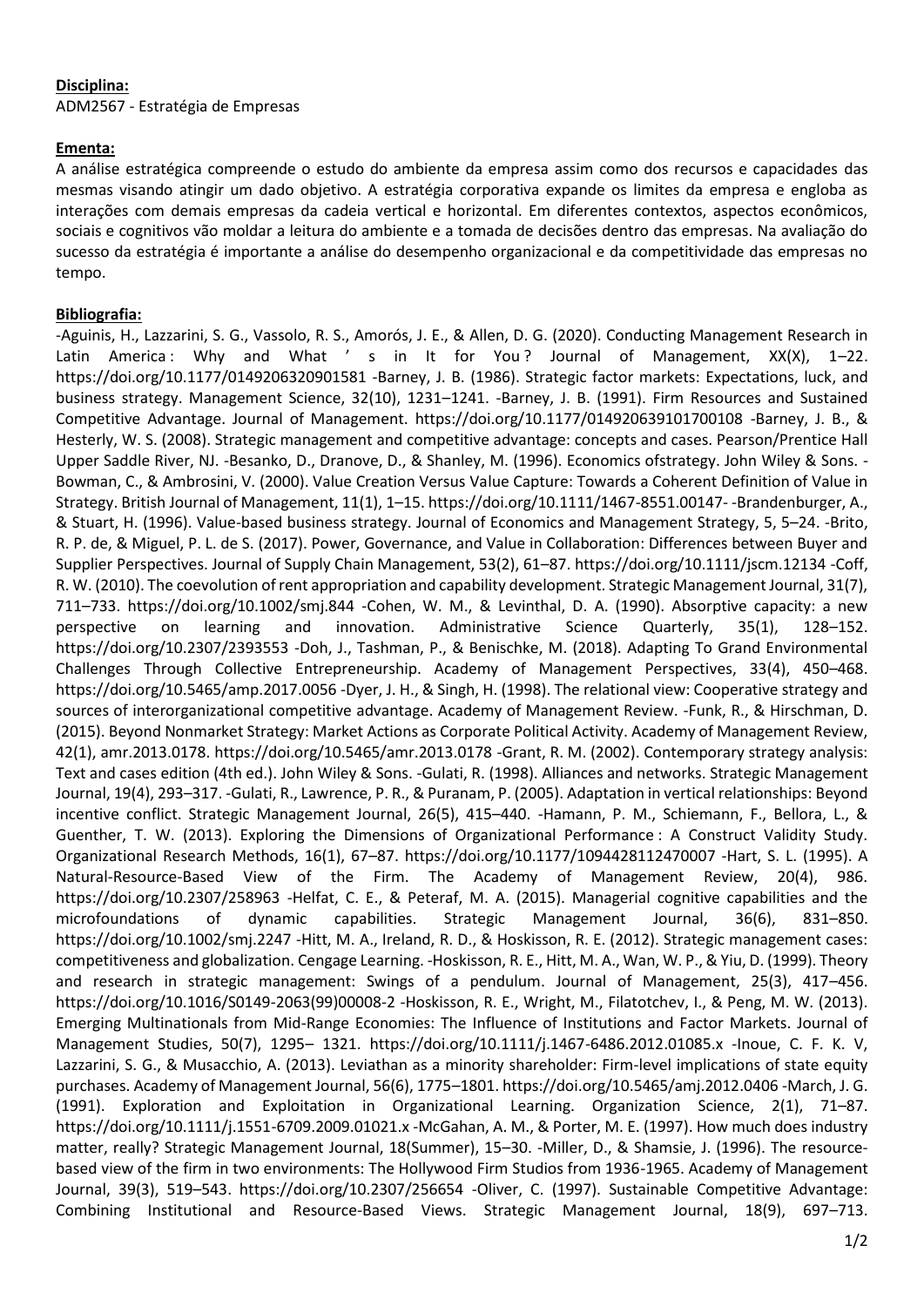**Disciplina:**

ADM2567 - Estratégia de Empresas

**Ementa:**

A análise estratégica compreende o estudo do ambiente da empresa assim como dos recursos e capacidades das mesmas visando atingir um dado objetivo. A estratégia corporativa expande os limites da empresa e engloba as interações com demais empresas da cadeia vertical e horizontal. Em diferentes contextos, aspectos econômicos, sociais e cognitivos vão moldar a leitura do ambiente e a tomada de decisões dentro das empresas. Na avaliação do sucesso da estratégia é importante a análise do desempenho organizacional e da competitividade das empresas no tempo.

**Bibliografia:**

-Aguinis, H., Lazzarini, S. G., Vassolo, R. S., Amorós, J. E., & Allen, D. G. (2020). Conducting Management Research in Latin America : Why and What ' s in It for You ? Journal of Management, XX(X), 1–22. https://doi.org/10.1177/0149206320901581 -Barney, J. B. (1986). Strategic factor markets: Expectations, luck, and business strategy. Management Science, 32(10), 1231–1241. -Barney, J. B. (1991). Firm Resources and Sustained Competitive Advantage. Journal of Management. https://doi.org/10.1177/014920639101700108 -Barney, J. B., & Hesterly, W. S. (2008). Strategic management and competitive advantage: concepts and cases. Pearson/Prentice Hall Upper Saddle River, NJ. -Besanko, D., Dranove, D., & Shanley, M. (1996). Economics ofstrategy. John Wiley & Sons. -Bowman, C., & Ambrosini, V. (2000). Value Creation Versus Value Capture: Towards a Coherent Definition of Value in Strategy. British Journal of Management, 11(1), 1–15. https://doi.org/10.1111/1467-8551.00147- -Brandenburger, A., & Stuart, H. (1996). Value-based business strategy. Journal of Economics and Management Strategy, 5, 5–24. -Brito, R. P. de, & Miguel, P. L. de S. (2017). Power, Governance, and Value in Collaboration: Differences between Buyer and Supplier Perspectives. Journal of Supply Chain Management, 53(2), 61–87. https://doi.org/10.1111/jscm.12134 -Coff, R. W. (2010). The coevolution of rent appropriation and capability development. Strategic Management Journal, 31(7), 711–733. https://doi.org/10.1002/smj.844 -Cohen, W. M., & Levinthal, D. A. (1990). Absorptive capacity: a new perspective on learning and innovation. Administrative Science Quarterly, 35(1), 128–152. https://doi.org/10.2307/2393553 -Doh, J., Tashman, P., & Benischke, M. (2018). Adapting To Grand Environmental Challenges Through Collective Entrepreneurship. Academy of Management Perspectives, 33(4), 450–468. https://doi.org/10.5465/amp.2017.0056 -Dyer, J. H., & Singh, H. (1998). The relational view: Cooperative strategy and sources of interorganizational competitive advantage. Academy of Management Review. -Funk, R., & Hirschman, D. (2015). Beyond Nonmarket Strategy: Market Actions as Corporate Political Activity. Academy of Management Review, 42(1), amr.2013.0178. https://doi.org/10.5465/amr.2013.0178 -Grant, R. M. (2002). Contemporary strategy analysis: Text and cases edition (4th ed.). John Wiley & Sons. -Gulati, R. (1998). Alliances and networks. Strategic Management Journal, 19(4), 293–317. -Gulati, R., Lawrence, P. R., & Puranam, P. (2005). Adaptation in vertical relationships: Beyond incentive conflict. Strategic Management Journal, 26(5), 415–440. -Hamann, P. M., Schiemann, F., Bellora, L., & Guenther, T. W. (2013). Exploring the Dimensions of Organizational Performance : A Construct Validity Study. Organizational Research Methods, 16(1), 67–87. https://doi.org/10.1177/1094428112470007 -Hart, S. L. (1995). A Natural-Resource-Based View of the Firm. The Academy of Management Review, 20(4), 986. https://doi.org/10.2307/258963 -Helfat, C. E., & Peteraf, M. A. (2015). Managerial cognitive capabilities and the microfoundations of dynamic capabilities. Strategic Management Journal, 36(6), 831–850. https://doi.org/10.1002/smj.2247 -Hitt, M. A., Ireland, R. D., & Hoskisson, R. E. (2012). Strategic management cases: competitiveness and globalization. Cengage Learning. -Hoskisson, R. E., Hitt, M. A., Wan, W. P., & Yiu, D. (1999). Theory and research in strategic management: Swings of a pendulum. Journal of Management, 25(3), 417–456. https://doi.org/10.1016/S0149-2063(99)00008-2 -Hoskisson, R. E., Wright, M., Filatotchev, I., & Peng, M. W. (2013). Emerging Multinationals from Mid-Range Economies: The Influence of Institutions and Factor Markets. Journal of Management Studies, 50(7), 1295– 1321. https://doi.org/10.1111/j.1467-6486.2012.01085.x -Inoue, C. F. K. V, Lazzarini, S. G., & Musacchio, A. (2013). Leviathan as a minority shareholder: Firm-level implications of state equity purchases. Academy of Management Journal, 56(6), 1775–1801. https://doi.org/10.5465/amj.2012.0406 -March, J. G. (1991). Exploration and Exploitation in Organizational Learning. Organization Science, 2(1), 71–87. https://doi.org/10.1111/j.1551-6709.2009.01021.x -McGahan, A. M., & Porter, M. E. (1997). How much does industry matter, really? Strategic Management Journal, 18(Summer), 15–30. -Miller, D., & Shamsie, J. (1996). The resource-based view of the firm in two environments: The Hollywood Firm Studios from 1936-1965. Academy of Management Journal, 39(3), 519–543. https://doi.org/10.2307/256654 -Oliver, C. (1997). Sustainable Competitive Advantage: Combining Institutional and Resource-Based Views. Strategic Management Journal, 18(9), 697–713.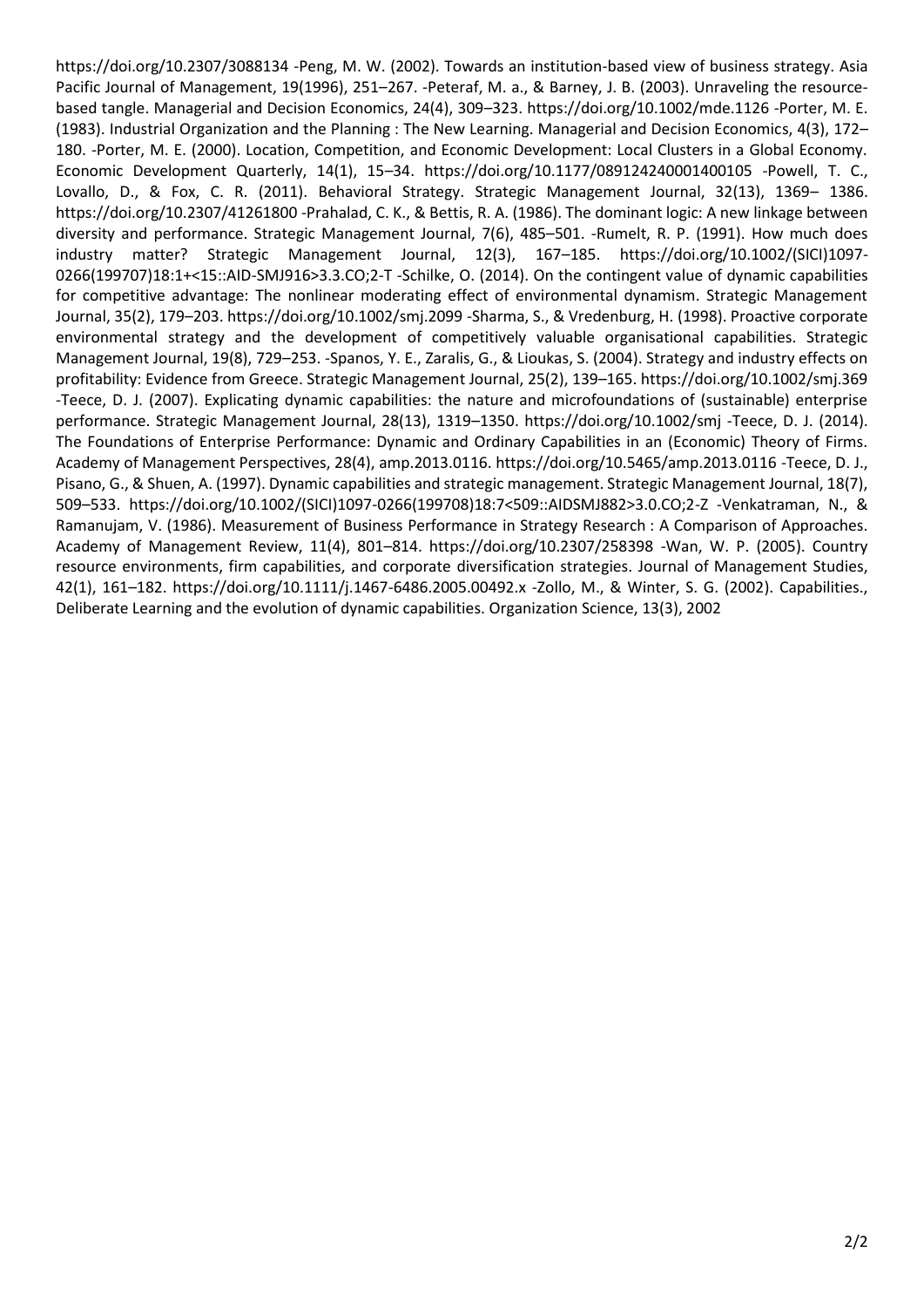https://doi.org/10.2307/3088134 -Peng, M. W. (2002). Towards an institution-based view of business strategy. Asia Pacific Journal of Management, 19(1996), 251–267. -Peteraf, M. a., & Barney, J. B. (2003). Unraveling the resource-based tangle. Managerial and Decision Economics, 24(4), 309–323. https://doi.org/10.1002/mde.1126 -Porter, M. E. (1983). Industrial Organization and the Planning : The New Learning. Managerial and Decision Economics, 4(3), 172–180. -Porter, M. E. (2000). Location, Competition, and Economic Development: Local Clusters in a Global Economy. Economic Development Quarterly, 14(1), 15–34. https://doi.org/10.1177/089124240001400105 -Powell, T. C., Lovallo, D., & Fox, C. R. (2011). Behavioral Strategy. Strategic Management Journal, 32(13), 1369– 1386. https://doi.org/10.2307/41261800 -Prahalad, C. K., & Bettis, R. A. (1986). The dominant logic: A new linkage between diversity and performance. Strategic Management Journal, 7(6), 485–501. -Rumelt, R. P. (1991). How much does industry matter? Strategic Management Journal, 12(3), 167–185. https://doi.org/10.1002/(SICI)1097-0266(199707)18:1+<15::AID-SMJ916>3.3.CO;2-T -Schilke, O. (2014). On the contingent value of dynamic capabilities for competitive advantage: The nonlinear moderating effect of environmental dynamism. Strategic Management Journal, 35(2), 179–203. https://doi.org/10.1002/smj.2099 -Sharma, S., & Vredenburg, H. (1998). Proactive corporate environmental strategy and the development of competitively valuable organisational capabilities. Strategic Management Journal, 19(8), 729–253. -Spanos, Y. E., Zaralis, G., & Lioukas, S. (2004). Strategy and industry effects on profitability: Evidence from Greece. Strategic Management Journal, 25(2), 139–165. https://doi.org/10.1002/smj.369 -Teece, D. J. (2007). Explicating dynamic capabilities: the nature and microfoundations of (sustainable) enterprise performance. Strategic Management Journal, 28(13), 1319–1350. https://doi.org/10.1002/smj -Teece, D. J. (2014). The Foundations of Enterprise Performance: Dynamic and Ordinary Capabilities in an (Economic) Theory of Firms. Academy of Management Perspectives, 28(4), amp.2013.0116. https://doi.org/10.5465/amp.2013.0116 -Teece, D. J., Pisano, G., & Shuen, A. (1997). Dynamic capabilities and strategic management. Strategic Management Journal, 18(7), 509–533. https://doi.org/10.1002/(SICI)1097-0266(199708)18:7<509::AIDSMJ882>3.0.CO;2-Z -Venkatraman, N., & Ramanujam, V. (1986). Measurement of Business Performance in Strategy Research : A Comparison of Approaches. Academy of Management Review, 11(4), 801–814. https://doi.org/10.2307/258398 -Wan, W. P. (2005). Country resource environments, firm capabilities, and corporate diversification strategies. Journal of Management Studies, 42(1), 161–182. https://doi.org/10.1111/j.1467-6486.2005.00492.x -Zollo, M., & Winter, S. G. (2002). Capabilities., Deliberate Learning and the evolution of dynamic capabilities. Organization Science, 13(3), 2002